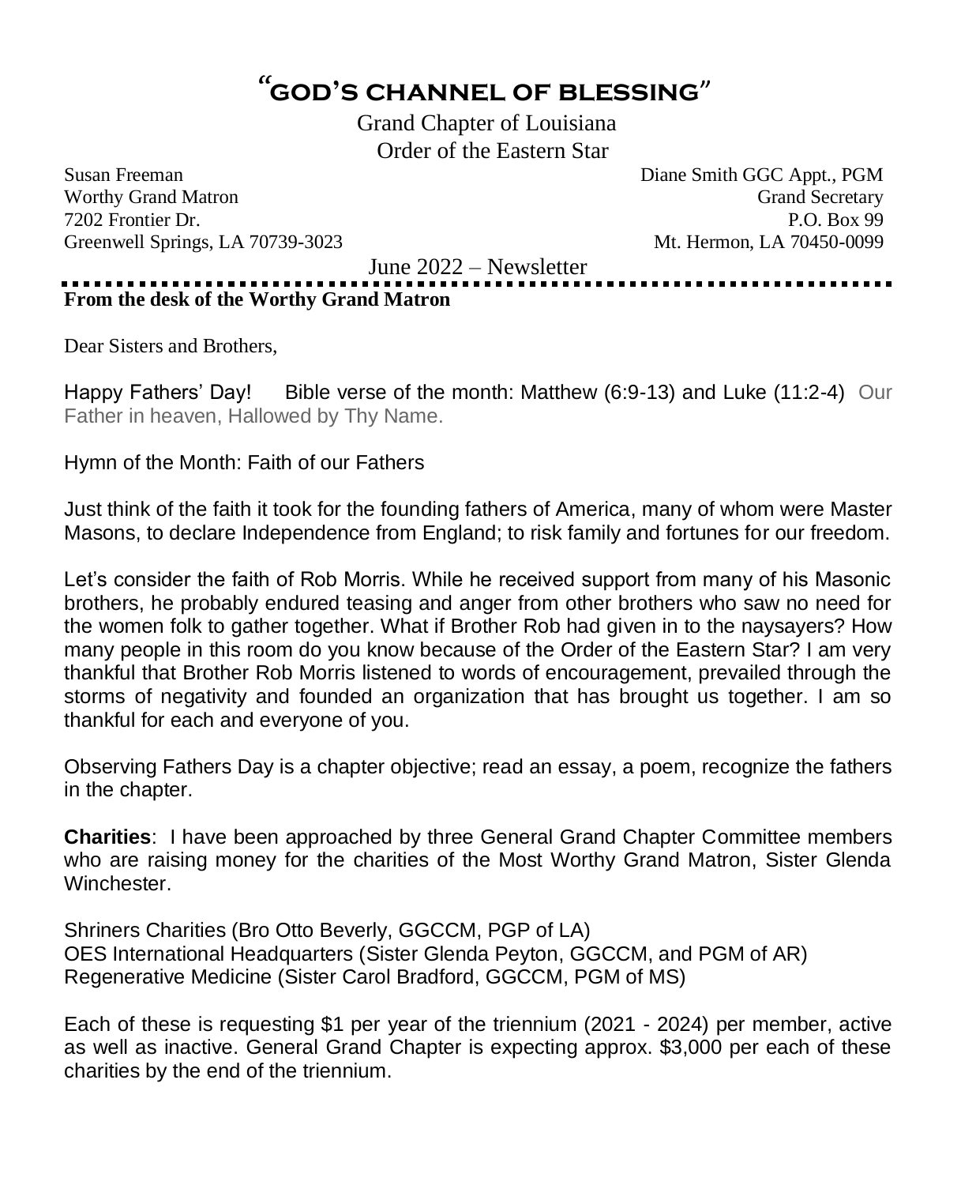# "GOD'S CHANNEL OF BLESSING"

Grand Chapter of Louisiana
Order of the Eastern Star

Susan Freeman
Worthy Grand Matron
7202 Frontier Dr.
Greenwell Springs, LA 70739-3023

Diane Smith GGC Appt., PGM
Grand Secretary
P.O. Box 99
Mt. Hermon, LA 70450-0099

June 2022 – Newsletter

**From the desk of the Worthy Grand Matron**

Dear Sisters and Brothers,

Happy Fathers' Day! Bible verse of the month: Matthew (6:9-13) and Luke (11:2-4) Our Father in heaven, Hallowed by Thy Name.

Hymn of the Month: Faith of our Fathers

Just think of the faith it took for the founding fathers of America, many of whom were Master Masons, to declare Independence from England; to risk family and fortunes for our freedom.

Let's consider the faith of Rob Morris. While he received support from many of his Masonic brothers, he probably endured teasing and anger from other brothers who saw no need for the women folk to gather together. What if Brother Rob had given in to the naysayers? How many people in this room do you know because of the Order of the Eastern Star? I am very thankful that Brother Rob Morris listened to words of encouragement, prevailed through the storms of negativity and founded an organization that has brought us together. I am so thankful for each and everyone of you.

Observing Fathers Day is a chapter objective; read an essay, a poem, recognize the fathers in the chapter.

**Charities**: I have been approached by three General Grand Chapter Committee members who are raising money for the charities of the Most Worthy Grand Matron, Sister Glenda Winchester.

Shriners Charities (Bro Otto Beverly, GGCCM, PGP of LA)
OES International Headquarters (Sister Glenda Peyton, GGCCM, and PGM of AR)
Regenerative Medicine (Sister Carol Bradford, GGCCM, PGM of MS)

Each of these is requesting $1 per year of the triennium (2021 - 2024) per member, active as well as inactive. General Grand Chapter is expecting approx. $3,000 per each of these charities by the end of the triennium.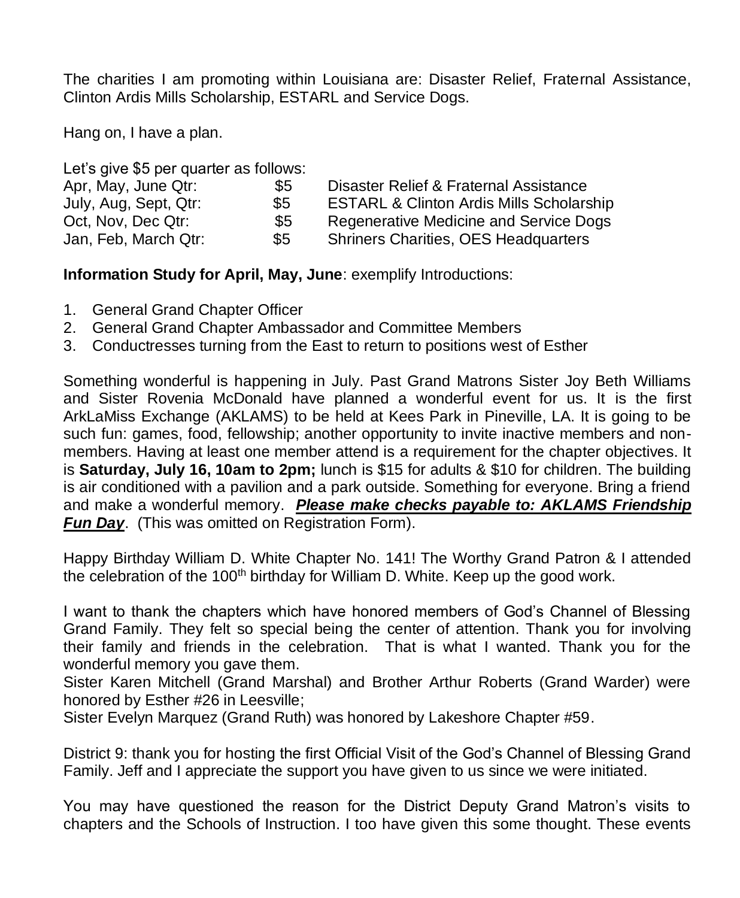The charities I am promoting within Louisiana are: Disaster Relief, Fraternal Assistance, Clinton Ardis Mills Scholarship, ESTARL and Service Dogs.

Hang on, I have a plan.

Let's give $5 per quarter as follows:

| | | |
|---|---|---|
| Apr, May, June Qtr: | $5 | Disaster Relief & Fraternal Assistance |
| July, Aug, Sept, Qtr: | $5 | ESTARL & Clinton Ardis Mills Scholarship |
| Oct, Nov, Dec Qtr: | $5 | Regenerative Medicine and Service Dogs |
| Jan, Feb, March Qtr: | $5 | Shriners Charities, OES Headquarters |

**Information Study for April, May, June**: exemplify Introductions:

1. General Grand Chapter Officer
2. General Grand Chapter Ambassador and Committee Members
3. Conductresses turning from the East to return to positions west of Esther

Something wonderful is happening in July. Past Grand Matrons Sister Joy Beth Williams and Sister Rovenia McDonald have planned a wonderful event for us. It is the first ArkLaMiss Exchange (AKLAMS) to be held at Kees Park in Pineville, LA. It is going to be such fun: games, food, fellowship; another opportunity to invite inactive members and non-members. Having at least one member attend is a requirement for the chapter objectives. It is **Saturday, July 16, 10am to 2pm;** lunch is $15 for adults & $10 for children. The building is air conditioned with a pavilion and a park outside. Something for everyone. Bring a friend and make a wonderful memory. ***Please make checks payable to: AKLAMS Friendship Fun Day***. (This was omitted on Registration Form).

Happy Birthday William D. White Chapter No. 141! The Worthy Grand Patron & I attended the celebration of the 100th birthday for William D. White. Keep up the good work.

I want to thank the chapters which have honored members of God's Channel of Blessing Grand Family. They felt so special being the center of attention. Thank you for involving their family and friends in the celebration. That is what I wanted. Thank you for the wonderful memory you gave them.
Sister Karen Mitchell (Grand Marshal) and Brother Arthur Roberts (Grand Warder) were honored by Esther #26 in Leesville;
Sister Evelyn Marquez (Grand Ruth) was honored by Lakeshore Chapter #59.

District 9: thank you for hosting the first Official Visit of the God's Channel of Blessing Grand Family. Jeff and I appreciate the support you have given to us since we were initiated.

You may have questioned the reason for the District Deputy Grand Matron's visits to chapters and the Schools of Instruction. I too have given this some thought. These events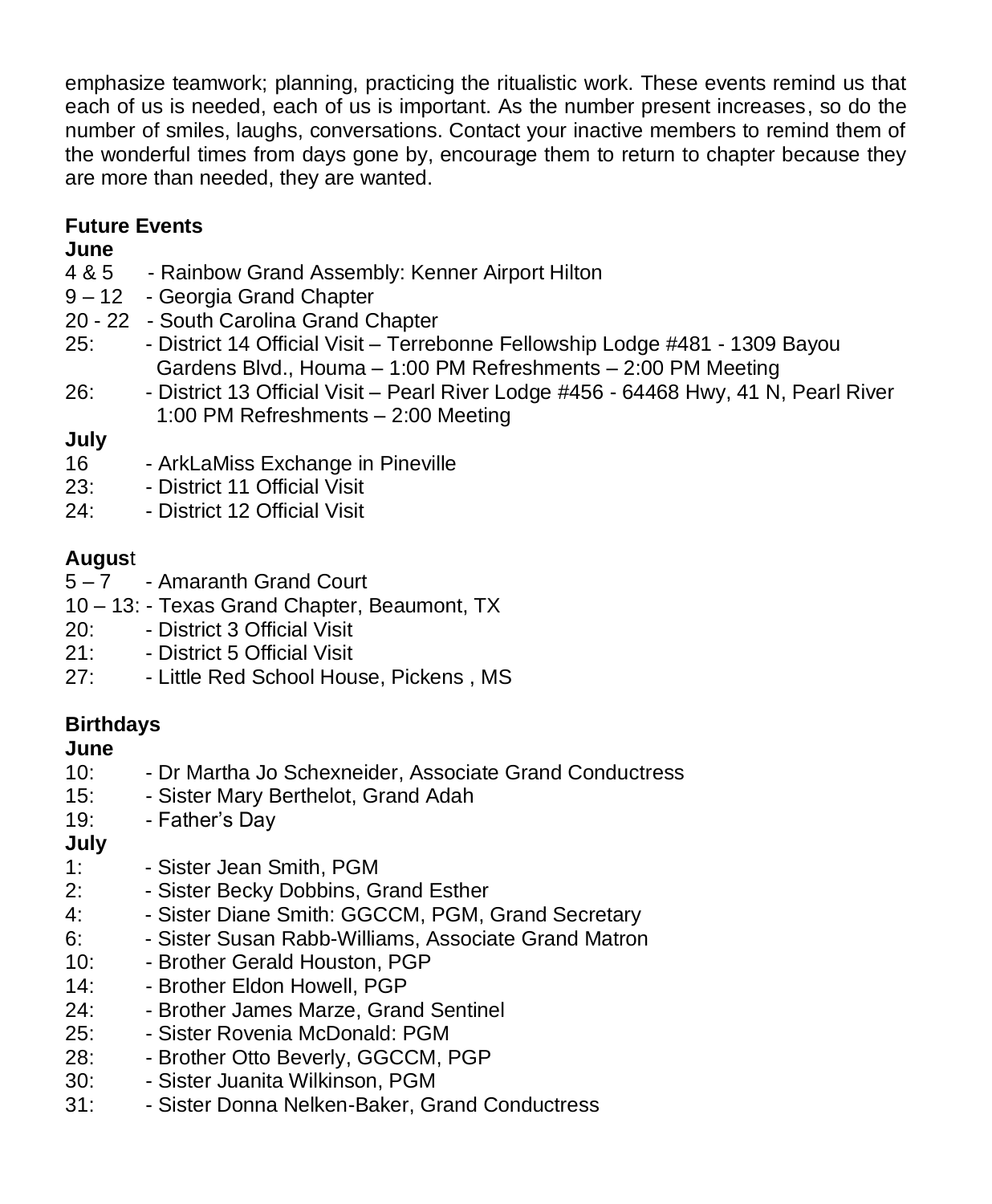emphasize teamwork; planning, practicing the ritualistic work. These events remind us that each of us is needed, each of us is important. As the number present increases, so do the number of smiles, laughs, conversations. Contact your inactive members to remind them of the wonderful times from days gone by, encourage them to return to chapter because they are more than needed, they are wanted.

**Future Events**

**June**

4 & 5 - Rainbow Grand Assembly: Kenner Airport Hilton
9 – 12 - Georgia Grand Chapter
20 - 22 - South Carolina Grand Chapter
25: - District 14 Official Visit – Terrebonne Fellowship Lodge #481 - 1309 Bayou Gardens Blvd., Houma – 1:00 PM Refreshments – 2:00 PM Meeting
26: - District 13 Official Visit – Pearl River Lodge #456 - 64468 Hwy, 41 N, Pearl River 1:00 PM Refreshments – 2:00 Meeting

**July**

16 - ArkLaMiss Exchange in Pineville
23: - District 11 Official Visit
24: - District 12 Official Visit

**August**

5 – 7 - Amaranth Grand Court
10 – 13: - Texas Grand Chapter, Beaumont, TX
20: - District 3 Official Visit
21: - District 5 Official Visit
27: - Little Red School House, Pickens , MS

**Birthdays**

**June**

10: - Dr Martha Jo Schexneider, Associate Grand Conductress
15: - Sister Mary Berthelot, Grand Adah
19: - Father's Day

**July**

1: - Sister Jean Smith, PGM
2: - Sister Becky Dobbins, Grand Esther
4: - Sister Diane Smith: GGCCM, PGM, Grand Secretary
6: - Sister Susan Rabb-Williams, Associate Grand Matron
10: - Brother Gerald Houston, PGP
14: - Brother Eldon Howell, PGP
24: - Brother James Marze, Grand Sentinel
25: - Sister Rovenia McDonald: PGM
28: - Brother Otto Beverly, GGCCM, PGP
30: - Sister Juanita Wilkinson, PGM
31: - Sister Donna Nelken-Baker, Grand Conductress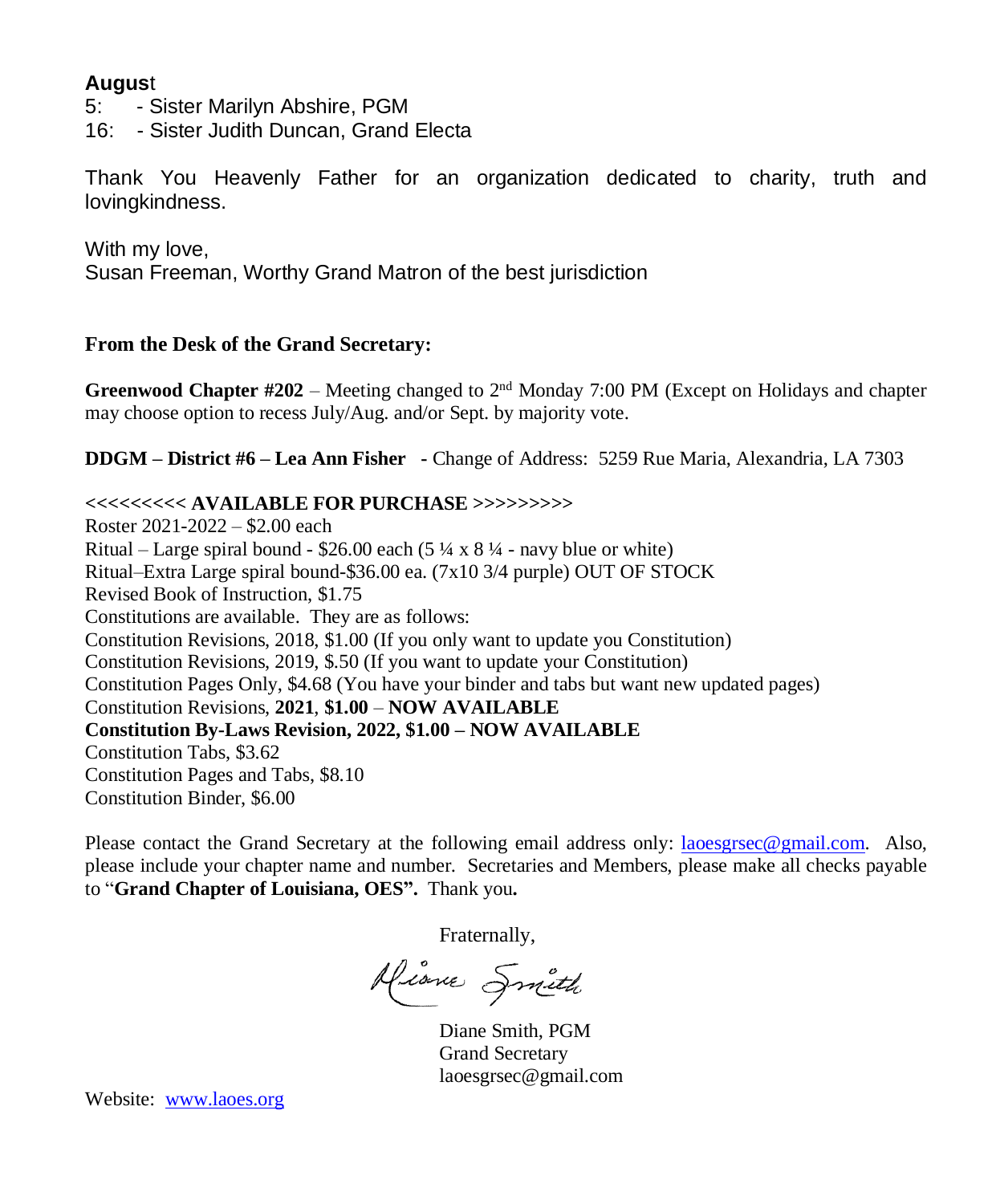**August**

5: - Sister Marilyn Abshire, PGM
16: - Sister Judith Duncan, Grand Electa

Thank You Heavenly Father for an organization dedicated to charity, truth and lovingkindness.

With my love,
Susan Freeman, Worthy Grand Matron of the best jurisdiction

**From the Desk of the Grand Secretary:**

**Greenwood Chapter #202** – Meeting changed to 2nd Monday 7:00 PM (Except on Holidays and chapter may choose option to recess July/Aug. and/or Sept. by majority vote.

**DDGM – District #6 – Lea Ann Fisher** - Change of Address: 5259 Rue Maria, Alexandria, LA 7303

**<<<<<<<<< AVAILABLE FOR PURCHASE >>>>>>>>>**
Roster 2021-2022 – $2.00 each
Ritual – Large spiral bound - $26.00 each (5 ¼ x 8 ¼ - navy blue or white)
Ritual–Extra Large spiral bound-$36.00 ea. (7x10 3/4 purple) OUT OF STOCK
Revised Book of Instruction, $1.75
Constitutions are available. They are as follows:
Constitution Revisions, 2018, $1.00 (If you only want to update you Constitution)
Constitution Revisions, 2019, $.50 (If you want to update your Constitution)
Constitution Pages Only, $4.68 (You have your binder and tabs but want new updated pages)
Constitution Revisions, **2021**, **$1.00** – **NOW AVAILABLE**
**Constitution By-Laws Revision, 2022, $1.00 – NOW AVAILABLE**
Constitution Tabs, $3.62
Constitution Pages and Tabs, $8.10
Constitution Binder, $6.00

Please contact the Grand Secretary at the following email address only: laoesgrsec@gmail.com. Also, please include your chapter name and number. Secretaries and Members, please make all checks payable to "**Grand Chapter of Louisiana, OES".** Thank you**.**

Fraternally,

Diane Smith

Diane Smith, PGM
Grand Secretary
laoesgrsec@gmail.com

Website: www.laoes.org